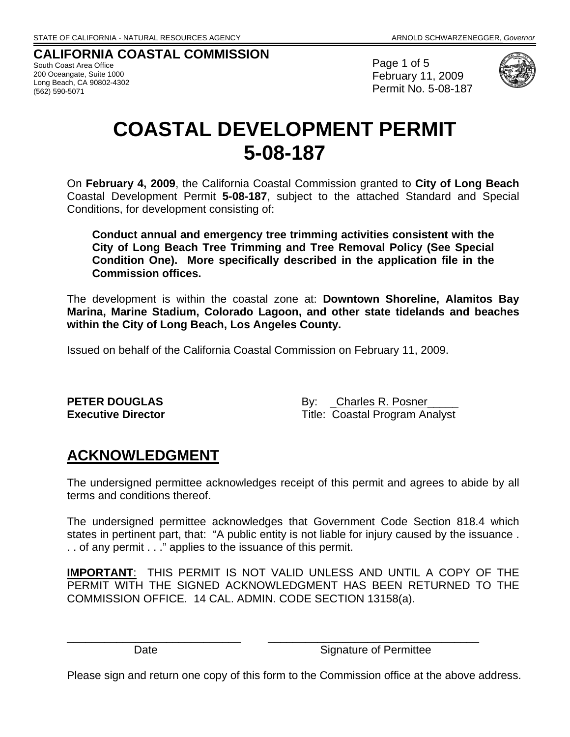STATE OF CALIFORNIA - NATURAL RESOURCES AGENCY ARNOLD SCHWARZENEGGER, *Governor*

**CALIFORNIA COASTAL COMMISSION**
South Coast Area Office
200 Oceangate, Suite 1000
Long Beach, CA 90802-4302
(562) 590-5071

February 11, 2009
Permit No. 5-08-187

# COASTAL DEVELOPMENT PERMIT 5-08-187

On **February 4, 2009**, the California Coastal Commission granted to **City of Long Beach** Coastal Development Permit **5-08-187**, subject to the attached Standard and Special Conditions, for development consisting of:

> **Conduct annual and emergency tree trimming activities consistent with the City of Long Beach Tree Trimming and Tree Removal Policy (See Special Condition One). More specifically described in the application file in the Commission offices.**

The development is within the coastal zone at: **Downtown Shoreline, Alamitos Bay Marina, Marine Stadium, Colorado Lagoon, and other state tidelands and beaches within the City of Long Beach, Los Angeles County.**

Issued on behalf of the California Coastal Commission on February 11, 2009.

**PETER DOUGLAS**
**Executive Director**

By: Charles R. Posner
Title: Coastal Program Analyst

## ACKNOWLEDGMENT

The undersigned permittee acknowledges receipt of this permit and agrees to abide by all terms and conditions thereof.

The undersigned permittee acknowledges that Government Code Section 818.4 which states in pertinent part, that: "A public entity is not liable for injury caused by the issuance . . . of any permit . . ." applies to the issuance of this permit.

**IMPORTANT**: THIS PERMIT IS NOT VALID UNLESS AND UNTIL A COPY OF THE PERMIT WITH THE SIGNED ACKNOWLEDGMENT HAS BEEN RETURNED TO THE COMMISSION OFFICE. 14 CAL. ADMIN. CODE SECTION 13158(a).

_____________________________ Date

_____________________________ Signature of Permittee

Please sign and return one copy of this form to the Commission office at the above address.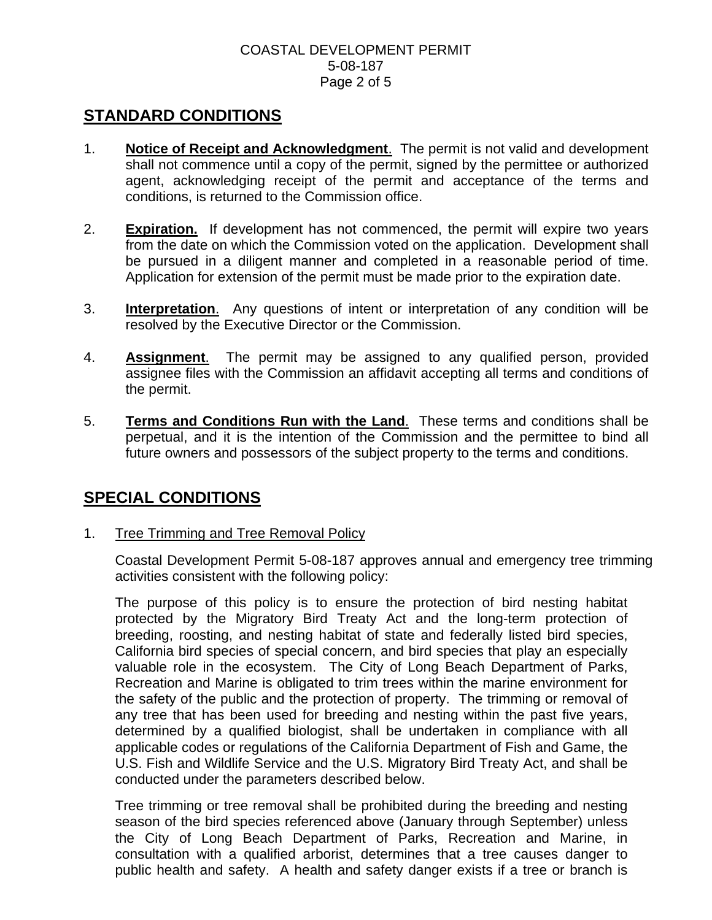## STANDARD CONDITIONS

1. **Notice of Receipt and Acknowledgment**. The permit is not valid and development shall not commence until a copy of the permit, signed by the permittee or authorized agent, acknowledging receipt of the permit and acceptance of the terms and conditions, is returned to the Commission office.

2. **Expiration.** If development has not commenced, the permit will expire two years from the date on which the Commission voted on the application. Development shall be pursued in a diligent manner and completed in a reasonable period of time. Application for extension of the permit must be made prior to the expiration date.

3. **Interpretation**. Any questions of intent or interpretation of any condition will be resolved by the Executive Director or the Commission.

4. **Assignment**. The permit may be assigned to any qualified person, provided assignee files with the Commission an affidavit accepting all terms and conditions of the permit.

5. **Terms and Conditions Run with the Land**. These terms and conditions shall be perpetual, and it is the intention of the Commission and the permittee to bind all future owners and possessors of the subject property to the terms and conditions.

## SPECIAL CONDITIONS

1. Tree Trimming and Tree Removal Policy

   Coastal Development Permit 5-08-187 approves annual and emergency tree trimming activities consistent with the following policy:

   The purpose of this policy is to ensure the protection of bird nesting habitat protected by the Migratory Bird Treaty Act and the long-term protection of breeding, roosting, and nesting habitat of state and federally listed bird species, California bird species of special concern, and bird species that play an especially valuable role in the ecosystem. The City of Long Beach Department of Parks, Recreation and Marine is obligated to trim trees within the marine environment for the safety of the public and the protection of property. The trimming or removal of any tree that has been used for breeding and nesting within the past five years, determined by a qualified biologist, shall be undertaken in compliance with all applicable codes or regulations of the California Department of Fish and Game, the U.S. Fish and Wildlife Service and the U.S. Migratory Bird Treaty Act, and shall be conducted under the parameters described below.

   Tree trimming or tree removal shall be prohibited during the breeding and nesting season of the bird species referenced above (January through September) unless the City of Long Beach Department of Parks, Recreation and Marine, in consultation with a qualified arborist, determines that a tree causes danger to public health and safety. A health and safety danger exists if a tree or branch is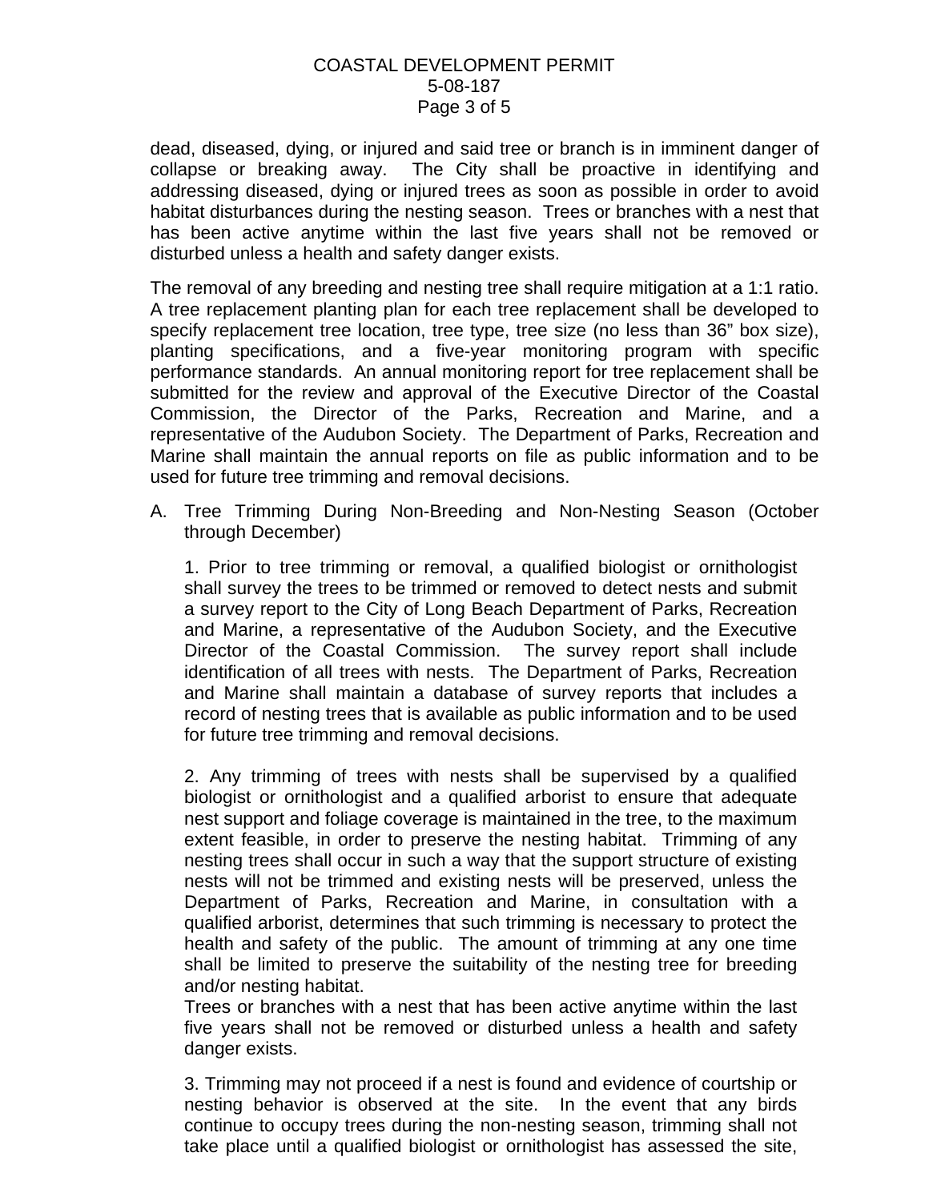dead, diseased, dying, or injured and said tree or branch is in imminent danger of collapse or breaking away. The City shall be proactive in identifying and addressing diseased, dying or injured trees as soon as possible in order to avoid habitat disturbances during the nesting season. Trees or branches with a nest that has been active anytime within the last five years shall not be removed or disturbed unless a health and safety danger exists.

The removal of any breeding and nesting tree shall require mitigation at a 1:1 ratio. A tree replacement planting plan for each tree replacement shall be developed to specify replacement tree location, tree type, tree size (no less than 36" box size), planting specifications, and a five-year monitoring program with specific performance standards. An annual monitoring report for tree replacement shall be submitted for the review and approval of the Executive Director of the Coastal Commission, the Director of the Parks, Recreation and Marine, and a representative of the Audubon Society. The Department of Parks, Recreation and Marine shall maintain the annual reports on file as public information and to be used for future tree trimming and removal decisions.

A. Tree Trimming During Non-Breeding and Non-Nesting Season (October through December)

   1. Prior to tree trimming or removal, a qualified biologist or ornithologist shall survey the trees to be trimmed or removed to detect nests and submit a survey report to the City of Long Beach Department of Parks, Recreation and Marine, a representative of the Audubon Society, and the Executive Director of the Coastal Commission. The survey report shall include identification of all trees with nests. The Department of Parks, Recreation and Marine shall maintain a database of survey reports that includes a record of nesting trees that is available as public information and to be used for future tree trimming and removal decisions.

   2. Any trimming of trees with nests shall be supervised by a qualified biologist or ornithologist and a qualified arborist to ensure that adequate nest support and foliage coverage is maintained in the tree, to the maximum extent feasible, in order to preserve the nesting habitat. Trimming of any nesting trees shall occur in such a way that the support structure of existing nests will not be trimmed and existing nests will be preserved, unless the Department of Parks, Recreation and Marine, in consultation with a qualified arborist, determines that such trimming is necessary to protect the health and safety of the public. The amount of trimming at any one time shall be limited to preserve the suitability of the nesting tree for breeding and/or nesting habitat.
   Trees or branches with a nest that has been active anytime within the last five years shall not be removed or disturbed unless a health and safety danger exists.

   3. Trimming may not proceed if a nest is found and evidence of courtship or nesting behavior is observed at the site. In the event that any birds continue to occupy trees during the non-nesting season, trimming shall not take place until a qualified biologist or ornithologist has assessed the site,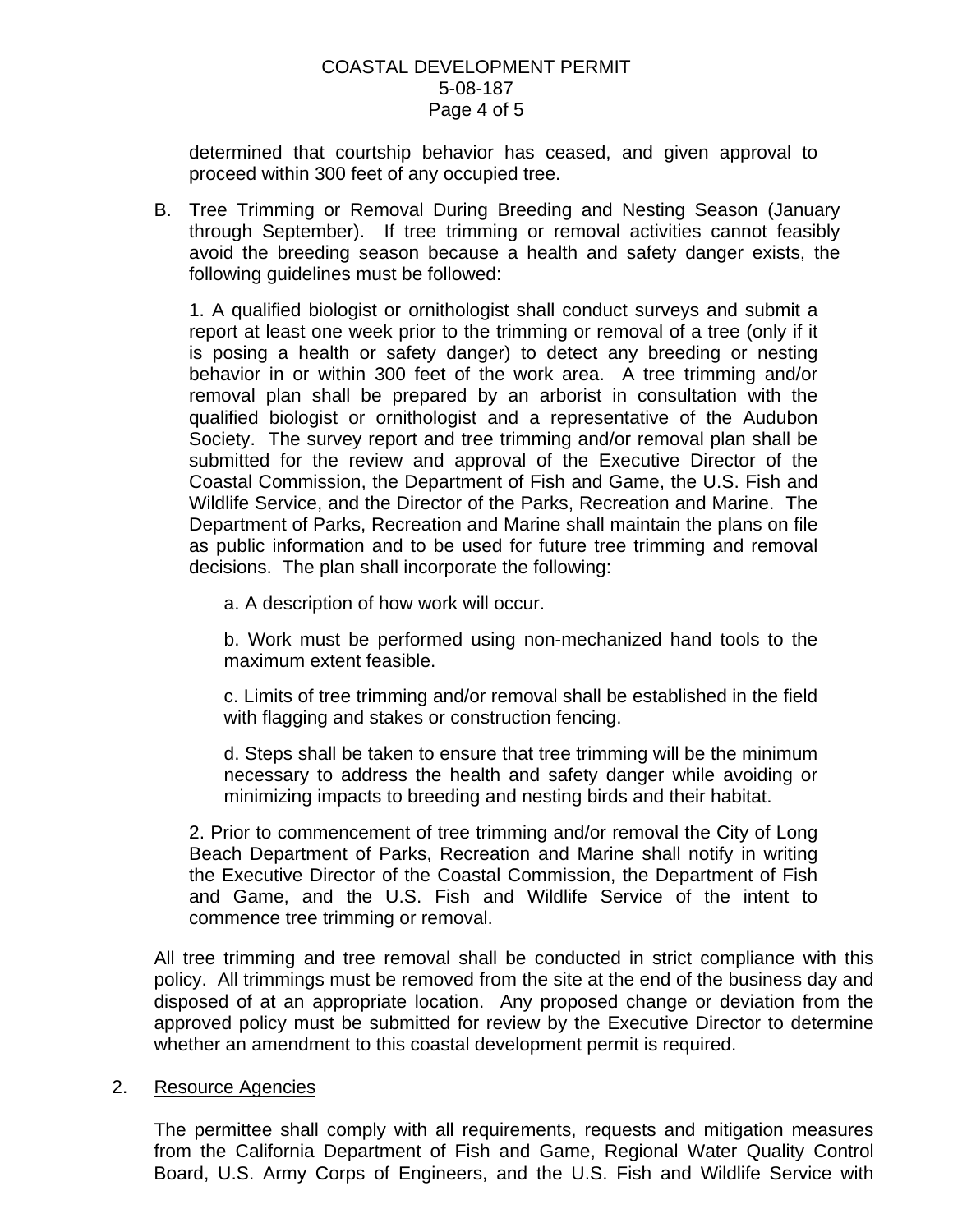determined that courtship behavior has ceased, and given approval to proceed within 300 feet of any occupied tree.

B. Tree Trimming or Removal During Breeding and Nesting Season (January through September). If tree trimming or removal activities cannot feasibly avoid the breeding season because a health and safety danger exists, the following guidelines must be followed:

1. A qualified biologist or ornithologist shall conduct surveys and submit a report at least one week prior to the trimming or removal of a tree (only if it is posing a health or safety danger) to detect any breeding or nesting behavior in or within 300 feet of the work area. A tree trimming and/or removal plan shall be prepared by an arborist in consultation with the qualified biologist or ornithologist and a representative of the Audubon Society. The survey report and tree trimming and/or removal plan shall be submitted for the review and approval of the Executive Director of the Coastal Commission, the Department of Fish and Game, the U.S. Fish and Wildlife Service, and the Director of the Parks, Recreation and Marine. The Department of Parks, Recreation and Marine shall maintain the plans on file as public information and to be used for future tree trimming and removal decisions. The plan shall incorporate the following:

a. A description of how work will occur.

b. Work must be performed using non-mechanized hand tools to the maximum extent feasible.

c. Limits of tree trimming and/or removal shall be established in the field with flagging and stakes or construction fencing.

d. Steps shall be taken to ensure that tree trimming will be the minimum necessary to address the health and safety danger while avoiding or minimizing impacts to breeding and nesting birds and their habitat.

2. Prior to commencement of tree trimming and/or removal the City of Long Beach Department of Parks, Recreation and Marine shall notify in writing the Executive Director of the Coastal Commission, the Department of Fish and Game, and the U.S. Fish and Wildlife Service of the intent to commence tree trimming or removal.

All tree trimming and tree removal shall be conducted in strict compliance with this policy. All trimmings must be removed from the site at the end of the business day and disposed of at an appropriate location. Any proposed change or deviation from the approved policy must be submitted for review by the Executive Director to determine whether an amendment to this coastal development permit is required.

2. <u>Resource Agencies</u>

The permittee shall comply with all requirements, requests and mitigation measures from the California Department of Fish and Game, Regional Water Quality Control Board, U.S. Army Corps of Engineers, and the U.S. Fish and Wildlife Service with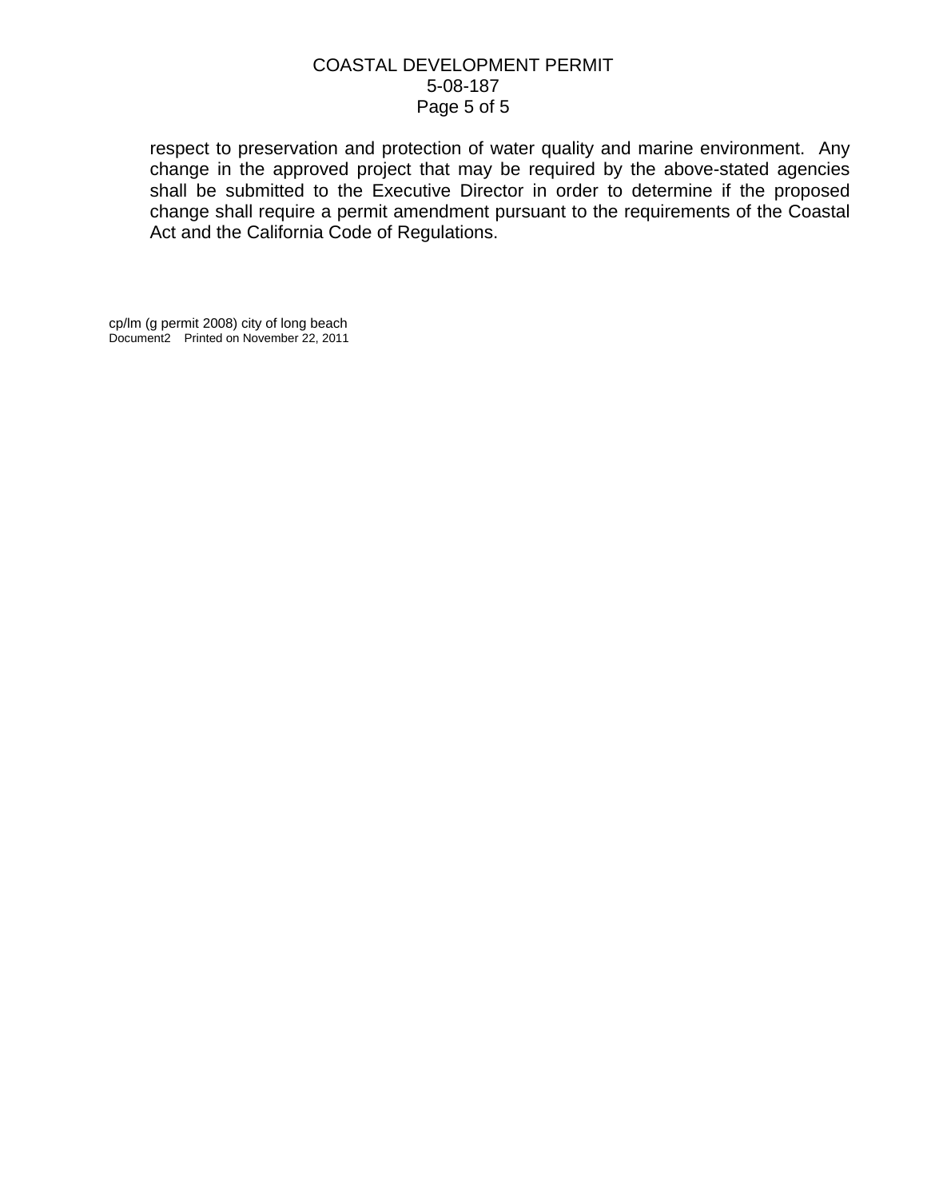respect to preservation and protection of water quality and marine environment. Any change in the approved project that may be required by the above-stated agencies shall be submitted to the Executive Director in order to determine if the proposed change shall require a permit amendment pursuant to the requirements of the Coastal Act and the California Code of Regulations.

cp/lm (g permit 2008) city of long beach
Document2 Printed on November 22, 2011